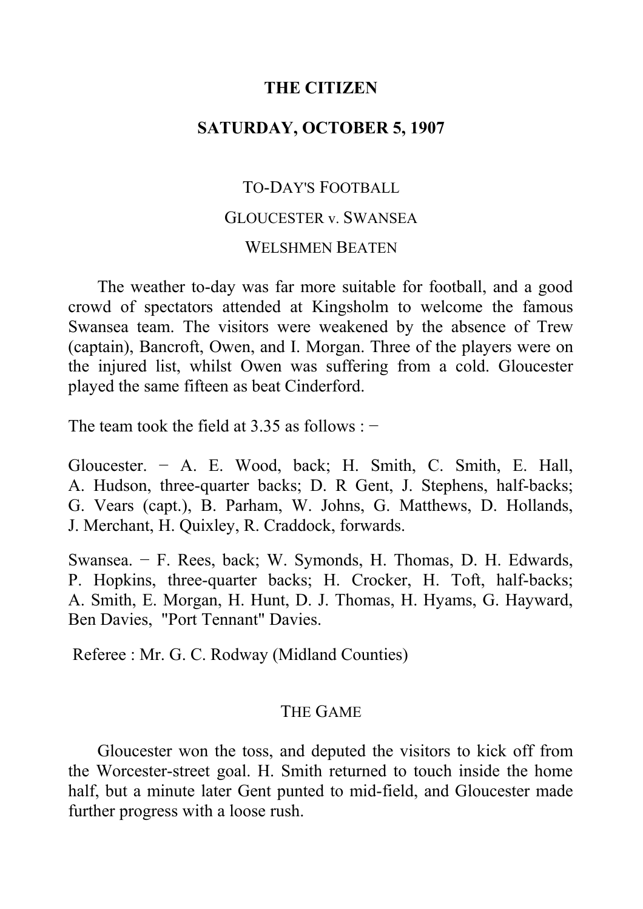# THE CITIZEN

## SATURDAY, OCTOBER 5, 1907

### TO-DAY'S FOOTBALL

### GLOUCESTER v. SWANSEA

### WELSHMEN BEATEN

The weather to-day was far more suitable for football, and a good crowd of spectators attended at Kingsholm to welcome the famous Swansea team. The visitors were weakened by the absence of Trew (captain), Bancroft, Owen, and I. Morgan. Three of the players were on the injured list, whilst Owen was suffering from a cold. Gloucester played the same fifteen as beat Cinderford.

The team took the field at 3.35 as follows : −

Gloucester. − A. E. Wood, back; H. Smith, C. Smith, E. Hall, A. Hudson, three-quarter backs; D. R Gent, J. Stephens, half-backs; G. Vears (capt.), B. Parham, W. Johns, G. Matthews, D. Hollands, J. Merchant, H. Quixley, R. Craddock, forwards.

Swansea. − F. Rees, back; W. Symonds, H. Thomas, D. H. Edwards, P. Hopkins, three-quarter backs; H. Crocker, H. Toft, half-backs; A. Smith, E. Morgan, H. Hunt, D. J. Thomas, H. Hyams, G. Hayward, Ben Davies, "Port Tennant" Davies.

Referee : Mr. G. C. Rodway (Midland Counties)

### THE GAME

Gloucester won the toss, and deputed the visitors to kick off from the Worcester-street goal. H. Smith returned to touch inside the home half, but a minute later Gent punted to mid-field, and Gloucester made further progress with a loose rush.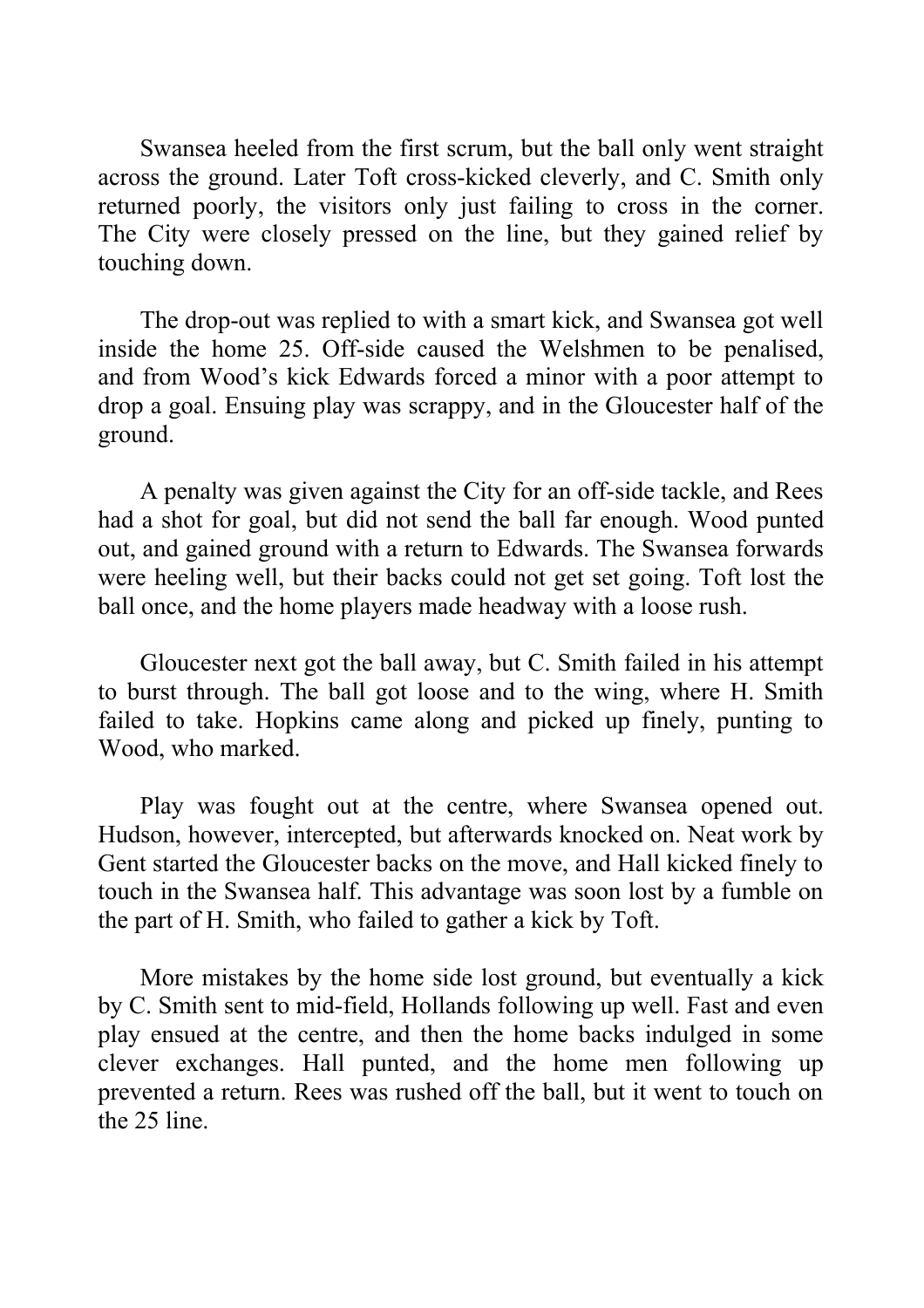Swansea heeled from the first scrum, but the ball only went straight across the ground. Later Toft cross-kicked cleverly, and C. Smith only returned poorly, the visitors only just failing to cross in the corner. The City were closely pressed on the line, but they gained relief by touching down.

The drop-out was replied to with a smart kick, and Swansea got well inside the home 25. Off-side caused the Welshmen to be penalised, and from Wood's kick Edwards forced a minor with a poor attempt to drop a goal. Ensuing play was scrappy, and in the Gloucester half of the ground.

A penalty was given against the City for an off-side tackle, and Rees had a shot for goal, but did not send the ball far enough. Wood punted out, and gained ground with a return to Edwards. The Swansea forwards were heeling well, but their backs could not get set going. Toft lost the ball once, and the home players made headway with a loose rush.

Gloucester next got the ball away, but C. Smith failed in his attempt to burst through. The ball got loose and to the wing, where H. Smith failed to take. Hopkins came along and picked up finely, punting to Wood, who marked.

Play was fought out at the centre, where Swansea opened out. Hudson, however, intercepted, but afterwards knocked on. Neat work by Gent started the Gloucester backs on the move, and Hall kicked finely to touch in the Swansea half. This advantage was soon lost by a fumble on the part of H. Smith, who failed to gather a kick by Toft.

More mistakes by the home side lost ground, but eventually a kick by C. Smith sent to mid-field, Hollands following up well. Fast and even play ensued at the centre, and then the home backs indulged in some clever exchanges. Hall punted, and the home men following up prevented a return. Rees was rushed off the ball, but it went to touch on the 25 line.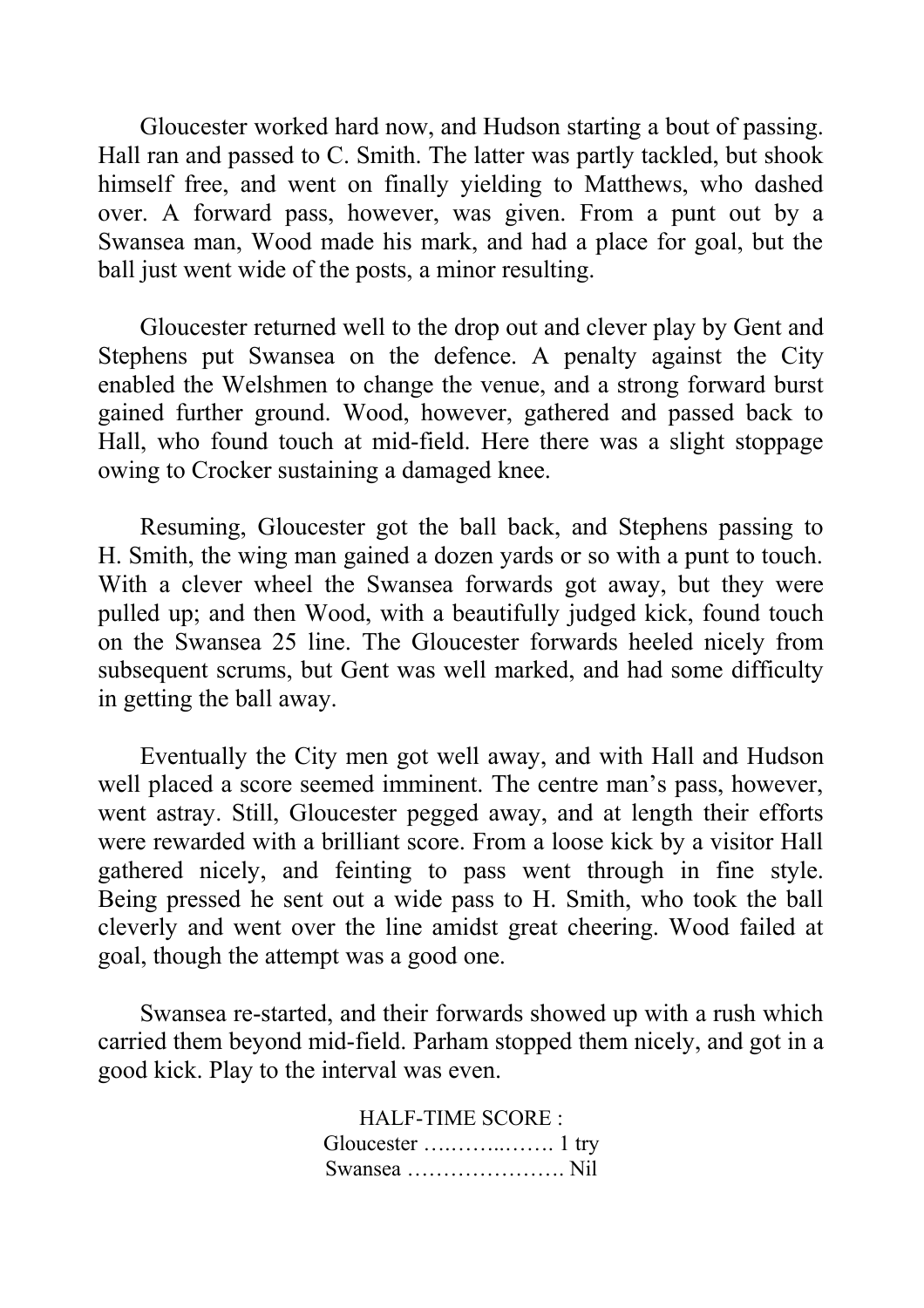Gloucester worked hard now, and Hudson starting a bout of passing. Hall ran and passed to C. Smith. The latter was partly tackled, but shook himself free, and went on finally yielding to Matthews, who dashed over. A forward pass, however, was given. From a punt out by a Swansea man, Wood made his mark, and had a place for goal, but the ball just went wide of the posts, a minor resulting.

Gloucester returned well to the drop out and clever play by Gent and Stephens put Swansea on the defence. A penalty against the City enabled the Welshmen to change the venue, and a strong forward burst gained further ground. Wood, however, gathered and passed back to Hall, who found touch at mid-field. Here there was a slight stoppage owing to Crocker sustaining a damaged knee.

Resuming, Gloucester got the ball back, and Stephens passing to H. Smith, the wing man gained a dozen yards or so with a punt to touch. With a clever wheel the Swansea forwards got away, but they were pulled up; and then Wood, with a beautifully judged kick, found touch on the Swansea 25 line. The Gloucester forwards heeled nicely from subsequent scrums, but Gent was well marked, and had some difficulty in getting the ball away.

Eventually the City men got well away, and with Hall and Hudson well placed a score seemed imminent. The centre man's pass, however, went astray. Still, Gloucester pegged away, and at length their efforts were rewarded with a brilliant score. From a loose kick by a visitor Hall gathered nicely, and feinting to pass went through in fine style. Being pressed he sent out a wide pass to H. Smith, who took the ball cleverly and went over the line amidst great cheering. Wood failed at goal, though the attempt was a good one.

Swansea re-started, and their forwards showed up with a rush which carried them beyond mid-field. Parham stopped them nicely, and got in a good kick. Play to the interval was even.

HALF-TIME SCORE :
Gloucester …..……..……. 1 try
Swansea …………………. Nil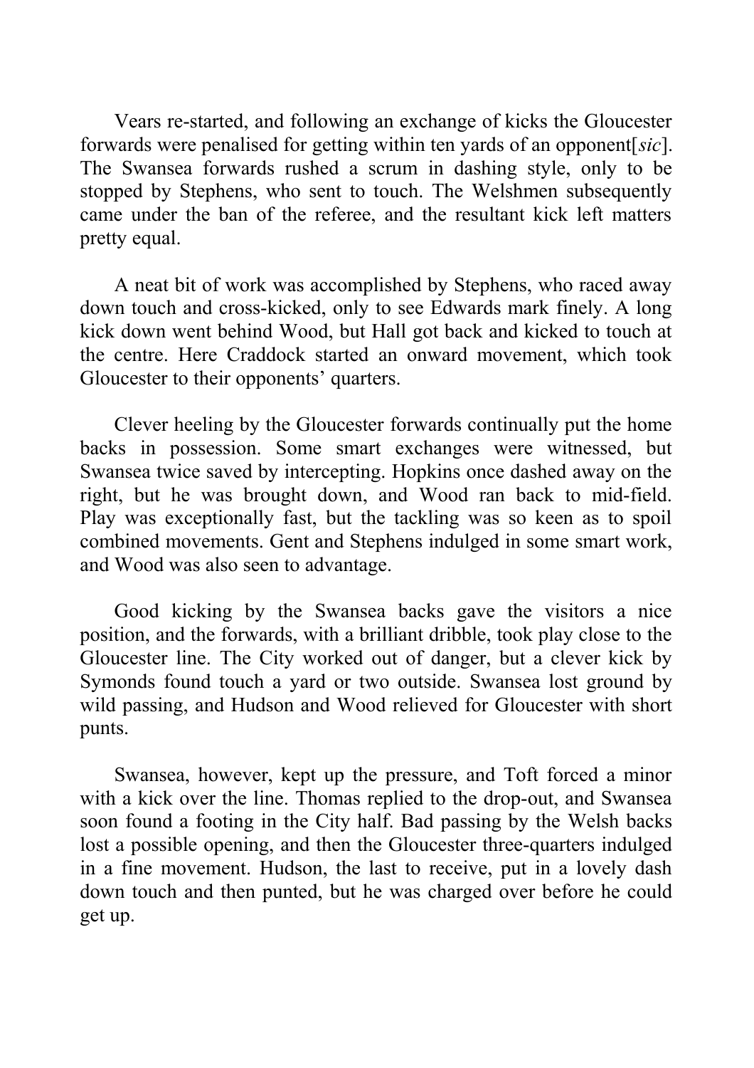Vears re-started, and following an exchange of kicks the Gloucester forwards were penalised for getting within ten yards of an opponent[*sic*]. The Swansea forwards rushed a scrum in dashing style, only to be stopped by Stephens, who sent to touch. The Welshmen subsequently came under the ban of the referee, and the resultant kick left matters pretty equal.

A neat bit of work was accomplished by Stephens, who raced away down touch and cross-kicked, only to see Edwards mark finely. A long kick down went behind Wood, but Hall got back and kicked to touch at the centre. Here Craddock started an onward movement, which took Gloucester to their opponents' quarters.

Clever heeling by the Gloucester forwards continually put the home backs in possession. Some smart exchanges were witnessed, but Swansea twice saved by intercepting. Hopkins once dashed away on the right, but he was brought down, and Wood ran back to mid-field. Play was exceptionally fast, but the tackling was so keen as to spoil combined movements. Gent and Stephens indulged in some smart work, and Wood was also seen to advantage.

Good kicking by the Swansea backs gave the visitors a nice position, and the forwards, with a brilliant dribble, took play close to the Gloucester line. The City worked out of danger, but a clever kick by Symonds found touch a yard or two outside. Swansea lost ground by wild passing, and Hudson and Wood relieved for Gloucester with short punts.

Swansea, however, kept up the pressure, and Toft forced a minor with a kick over the line. Thomas replied to the drop-out, and Swansea soon found a footing in the City half. Bad passing by the Welsh backs lost a possible opening, and then the Gloucester three-quarters indulged in a fine movement. Hudson, the last to receive, put in a lovely dash down touch and then punted, but he was charged over before he could get up.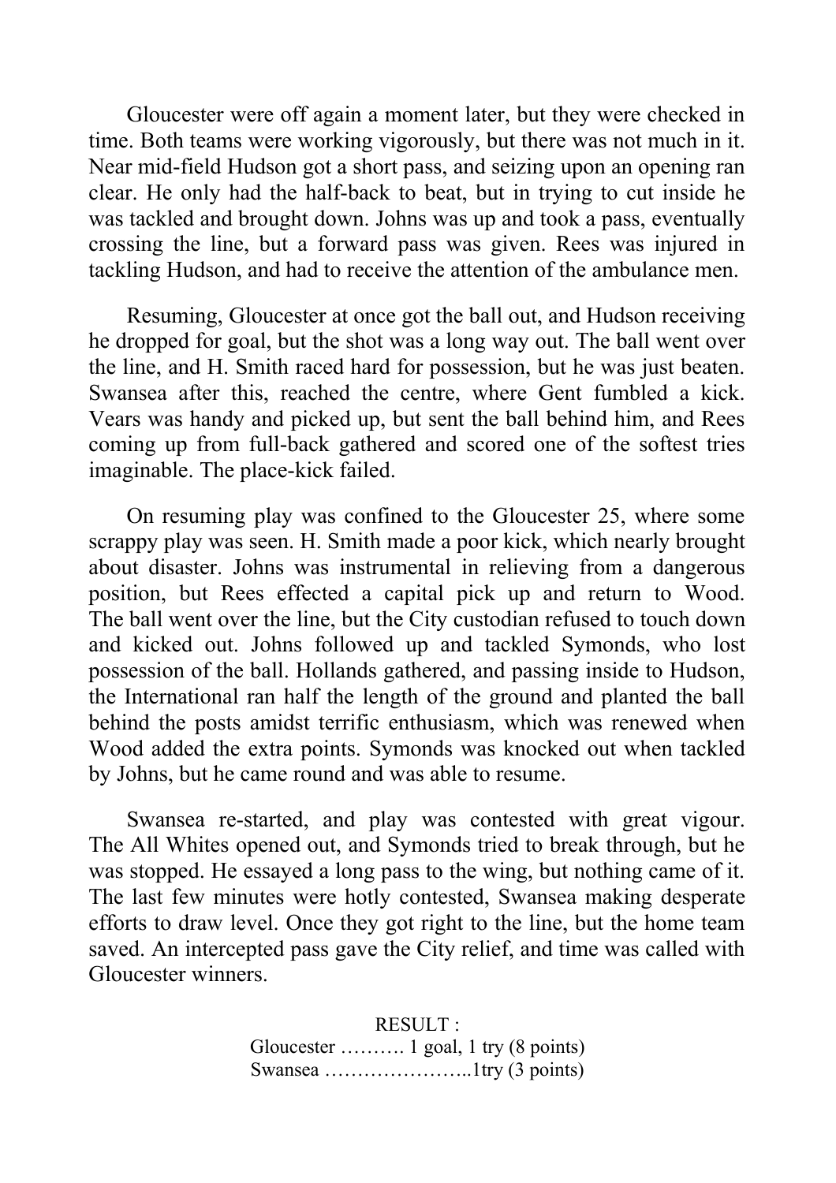Gloucester were off again a moment later, but they were checked in time. Both teams were working vigorously, but there was not much in it. Near mid-field Hudson got a short pass, and seizing upon an opening ran clear. He only had the half-back to beat, but in trying to cut inside he was tackled and brought down. Johns was up and took a pass, eventually crossing the line, but a forward pass was given. Rees was injured in tackling Hudson, and had to receive the attention of the ambulance men.

Resuming, Gloucester at once got the ball out, and Hudson receiving he dropped for goal, but the shot was a long way out. The ball went over the line, and H. Smith raced hard for possession, but he was just beaten. Swansea after this, reached the centre, where Gent fumbled a kick. Vears was handy and picked up, but sent the ball behind him, and Rees coming up from full-back gathered and scored one of the softest tries imaginable. The place-kick failed.

On resuming play was confined to the Gloucester 25, where some scrappy play was seen. H. Smith made a poor kick, which nearly brought about disaster. Johns was instrumental in relieving from a dangerous position, but Rees effected a capital pick up and return to Wood. The ball went over the line, but the City custodian refused to touch down and kicked out. Johns followed up and tackled Symonds, who lost possession of the ball. Hollands gathered, and passing inside to Hudson, the International ran half the length of the ground and planted the ball behind the posts amidst terrific enthusiasm, which was renewed when Wood added the extra points. Symonds was knocked out when tackled by Johns, but he came round and was able to resume.

Swansea re-started, and play was contested with great vigour. The All Whites opened out, and Symonds tried to break through, but he was stopped. He essayed a long pass to the wing, but nothing came of it. The last few minutes were hotly contested, Swansea making desperate efforts to draw level. Once they got right to the line, but the home team saved. An intercepted pass gave the City relief, and time was called with Gloucester winners.

RESULT :

Gloucester ………. 1 goal, 1 try (8 points)
Swansea …………………..1try (3 points)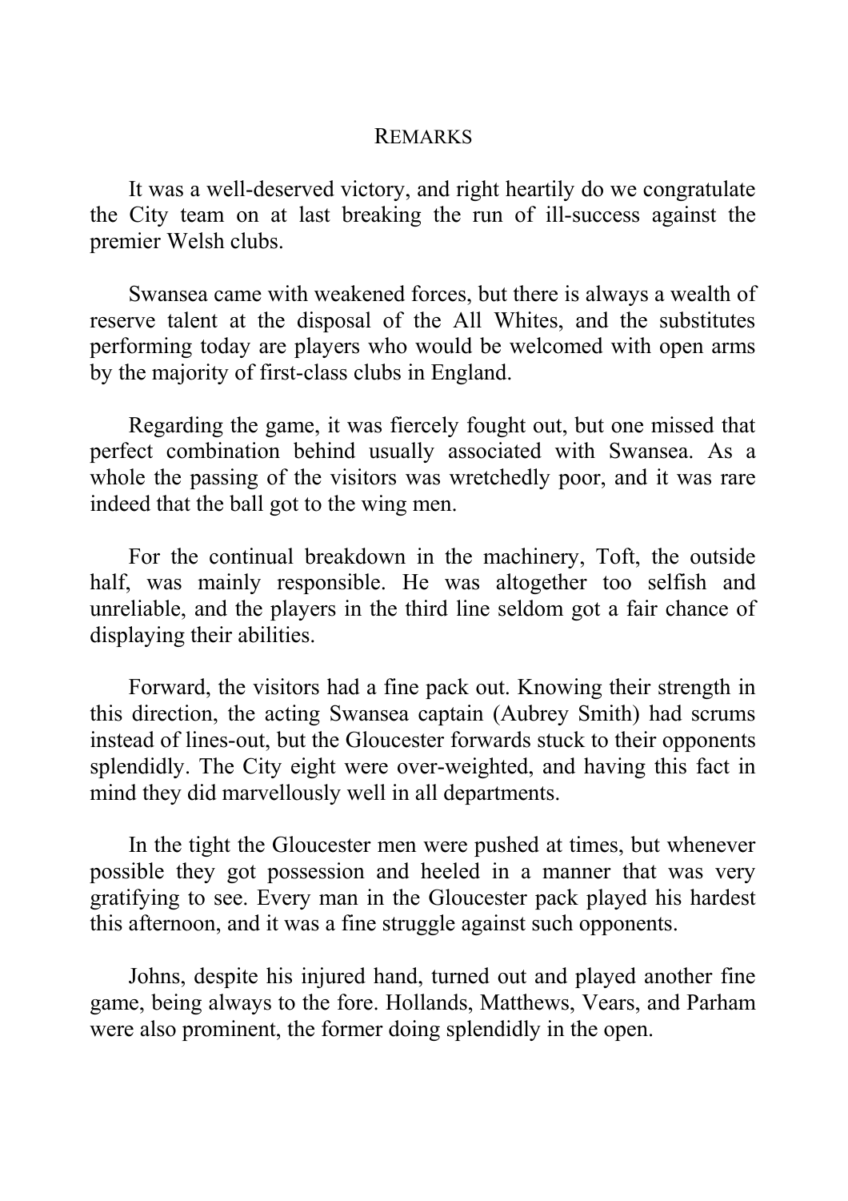## REMARKS

It was a well-deserved victory, and right heartily do we congratulate the City team on at last breaking the run of ill-success against the premier Welsh clubs.

Swansea came with weakened forces, but there is always a wealth of reserve talent at the disposal of the All Whites, and the substitutes performing today are players who would be welcomed with open arms by the majority of first-class clubs in England.

Regarding the game, it was fiercely fought out, but one missed that perfect combination behind usually associated with Swansea. As a whole the passing of the visitors was wretchedly poor, and it was rare indeed that the ball got to the wing men.

For the continual breakdown in the machinery, Toft, the outside half, was mainly responsible. He was altogether too selfish and unreliable, and the players in the third line seldom got a fair chance of displaying their abilities.

Forward, the visitors had a fine pack out. Knowing their strength in this direction, the acting Swansea captain (Aubrey Smith) had scrums instead of lines-out, but the Gloucester forwards stuck to their opponents splendidly. The City eight were over-weighted, and having this fact in mind they did marvellously well in all departments.

In the tight the Gloucester men were pushed at times, but whenever possible they got possession and heeled in a manner that was very gratifying to see. Every man in the Gloucester pack played his hardest this afternoon, and it was a fine struggle against such opponents.

Johns, despite his injured hand, turned out and played another fine game, being always to the fore. Hollands, Matthews, Vears, and Parham were also prominent, the former doing splendidly in the open.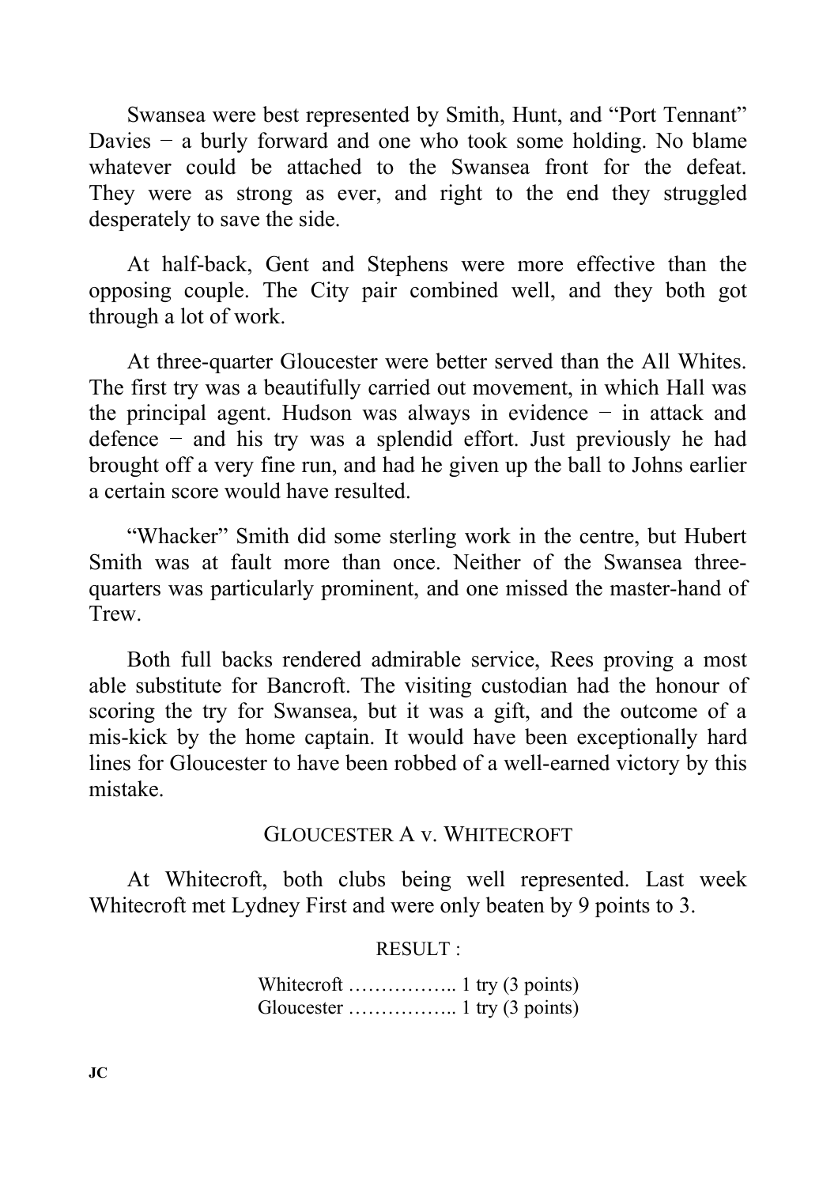Swansea were best represented by Smith, Hunt, and "Port Tennant" Davies − a burly forward and one who took some holding. No blame whatever could be attached to the Swansea front for the defeat. They were as strong as ever, and right to the end they struggled desperately to save the side.

At half-back, Gent and Stephens were more effective than the opposing couple. The City pair combined well, and they both got through a lot of work.

At three-quarter Gloucester were better served than the All Whites. The first try was a beautifully carried out movement, in which Hall was the principal agent. Hudson was always in evidence − in attack and defence − and his try was a splendid effort. Just previously he had brought off a very fine run, and had he given up the ball to Johns earlier a certain score would have resulted.

"Whacker" Smith did some sterling work in the centre, but Hubert Smith was at fault more than once. Neither of the Swansea three-quarters was particularly prominent, and one missed the master-hand of Trew.

Both full backs rendered admirable service, Rees proving a most able substitute for Bancroft. The visiting custodian had the honour of scoring the try for Swansea, but it was a gift, and the outcome of a mis-kick by the home captain. It would have been exceptionally hard lines for Gloucester to have been robbed of a well-earned victory by this mistake.

## GLOUCESTER A v. WHITECROFT

At Whitecroft, both clubs being well represented. Last week Whitecroft met Lydney First and were only beaten by 9 points to 3.

RESULT :

Whitecroft …………….. 1 try (3 points)
Gloucester …………….. 1 try (3 points)

JC